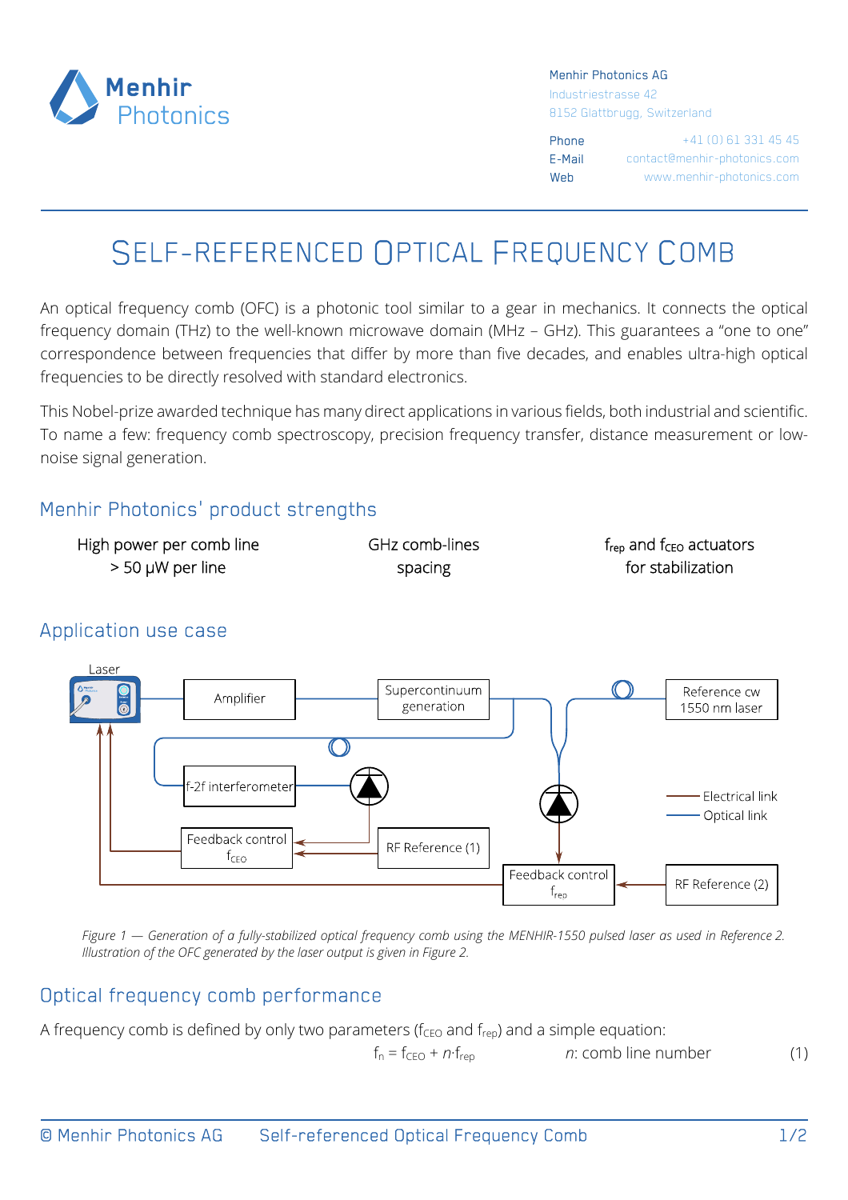Menhir Photonics AG
Industriestrasse 42
8152 Glattbrugg, Switzerland

Phone +41 (0) 61 331 45 45
E-Mail contact@menhir-photonics.com
Web www.menhir-photonics.com

# SELF-REFERENCED OPTICAL FREQUENCY COMB

An optical frequency comb (OFC) is a photonic tool similar to a gear in mechanics. It connects the optical frequency domain (THz) to the well-known microwave domain (MHz – GHz). This guarantees a "one to one" correspondence between frequencies that differ by more than five decades, and enables ultra-high optical frequencies to be directly resolved with standard electronics.

This Nobel-prize awarded technique has many direct applications in various fields, both industrial and scientific. To name a few: frequency comb spectroscopy, precision frequency transfer, distance measurement or low-noise signal generation.

## Menhir Photonics' product strengths

- High power per comb line > 50 µW per line
- GHz comb-lines spacing
- $f_{rep}$ and $f_{CEO}$ actuators for stabilization

## Application use case

*Figure 1 — Generation of a fully-stabilized optical frequency comb using the MENHIR-1550 pulsed laser as used in Reference 2. Illustration of the OFC generated by the laser output is given in Figure 2.*

## Optical frequency comb performance

A frequency comb is defined by only two parameters ($f_{CEO}$ and $f_{rep}$) and a simple equation:

$$f_n = f_{CEO} + n \cdot f_{rep} \qquad n\text{: comb line number} \qquad (1)$$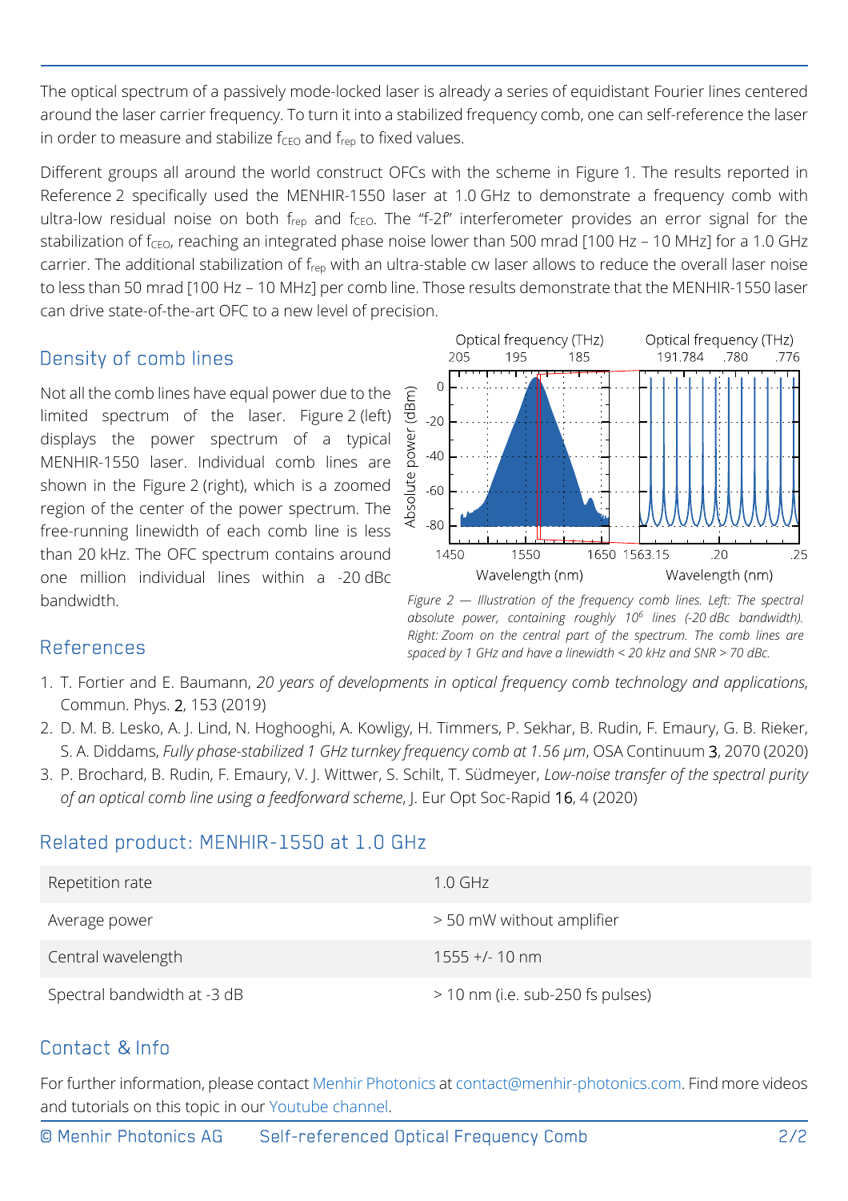The optical spectrum of a passively mode-locked laser is already a series of equidistant Fourier lines centered around the laser carrier frequency. To turn it into a stabilized frequency comb, one can self-reference the laser in order to measure and stabilize $f_{CEO}$ and $f_{rep}$ to fixed values.

Different groups all around the world construct OFCs with the scheme in Figure 1. The results reported in Reference 2 specifically used the MENHIR-1550 laser at 1.0 GHz to demonstrate a frequency comb with ultra-low residual noise on both $f_{rep}$ and $f_{CEO}$. The "f-2f" interferometer provides an error signal for the stabilization of $f_{CEO}$, reaching an integrated phase noise lower than 500 mrad [100 Hz – 10 MHz] for a 1.0 GHz carrier. The additional stabilization of $f_{rep}$ with an ultra-stable cw laser allows to reduce the overall laser noise to less than 50 mrad [100 Hz – 10 MHz] per comb line. Those results demonstrate that the MENHIR-1550 laser can drive state-of-the-art OFC to a new level of precision.

## Density of comb lines

Not all the comb lines have equal power due to the limited spectrum of the laser. Figure 2 (left) displays the power spectrum of a typical MENHIR-1550 laser. Individual comb lines are shown in the Figure 2 (right), which is a zoomed region of the center of the power spectrum. The free-running linewidth of each comb line is less than 20 kHz. The OFC spectrum contains around one million individual lines within a -20 dBc bandwidth.

Optical frequency (THz)
205 195 185
Optical frequency (THz)
191.784 .780 .776
Absolute power (dBm)
0
-20
-40
-60
-80
1450 1550 1650
Wavelength (nm)
1563.15 .20 .25
Wavelength (nm)

*Figure 2 — Illustration of the frequency comb lines. Left: The spectral absolute power, containing roughly $10^6$ lines (-20 dBc bandwidth). Right: Zoom on the central part of the spectrum. The comb lines are spaced by 1 GHz and have a linewidth < 20 kHz and SNR > 70 dBc.*

## References

1. T. Fortier and E. Baumann, *20 years of developments in optical frequency comb technology and applications*, Commun. Phys. **2**, 153 (2019)
2. D. M. B. Lesko, A. J. Lind, N. Hoghooghi, A. Kowligy, H. Timmers, P. Sekhar, B. Rudin, F. Emaury, G. B. Rieker, S. A. Diddams, *Fully phase-stabilized 1 GHz turnkey frequency comb at 1.56 μm*, OSA Continuum **3**, 2070 (2020)
3. P. Brochard, B. Rudin, F. Emaury, V. J. Wittwer, S. Schilt, T. Südmeyer, *Low-noise transfer of the spectral purity of an optical comb line using a feedforward scheme*, J. Eur Opt Soc-Rapid **16**, 4 (2020)

## Related product: MENHIR-1550 at 1.0 GHz

| | |
|---|---|
| Repetition rate | 1.0 GHz |
| Average power | > 50 mW without amplifier |
| Central wavelength | 1555 +/- 10 nm |
| Spectral bandwidth at -3 dB | > 10 nm (i.e. sub-250 fs pulses) |

## Contact & Info

For further information, please contact Menhir Photonics at contact@menhir-photonics.com. Find more videos and tutorials on this topic in our Youtube channel.